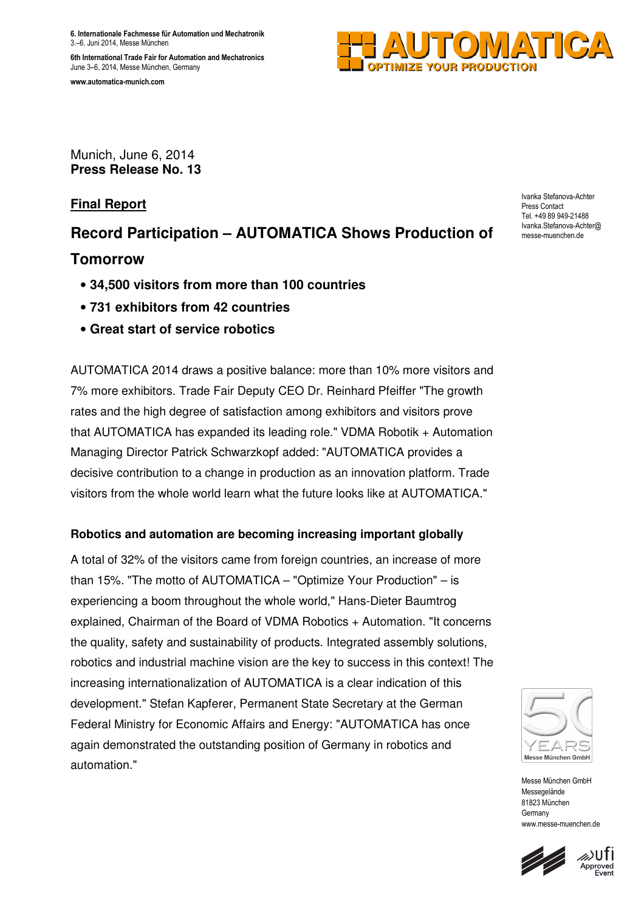6. Internationale Fachmesse für Automation und Mechatronik
3.–6. Juni 2014, Messe München

6th International Trade Fair for Automation and Mechatronics
June 3–6, 2014, Messe München, Germany

www.automatica-munich.com

Munich, June 6, 2014
**Press Release No. 13**

Ivanka Stefanova-Achter
Press Contact
Tel. +49 89 949-21488
Ivanka.Stefanova-Achter@messe-muenchen.de

**Final Report**

## Record Participation – AUTOMATICA Shows Production of Tomorrow

- **34,500 visitors from more than 100 countries**
- **731 exhibitors from 42 countries**
- **Great start of service robotics**

AUTOMATICA 2014 draws a positive balance: more than 10% more visitors and 7% more exhibitors. Trade Fair Deputy CEO Dr. Reinhard Pfeiffer "The growth rates and the high degree of satisfaction among exhibitors and visitors prove that AUTOMATICA has expanded its leading role." VDMA Robotik + Automation Managing Director Patrick Schwarzkopf added: "AUTOMATICA provides a decisive contribution to a change in production as an innovation platform. Trade visitors from the whole world learn what the future looks like at AUTOMATICA."

### Robotics and automation are becoming increasing important globally

A total of 32% of the visitors came from foreign countries, an increase of more than 15%. "The motto of AUTOMATICA – "Optimize Your Production" – is experiencing a boom throughout the whole world," Hans-Dieter Baumtrog explained, Chairman of the Board of VDMA Robotics + Automation. "It concerns the quality, safety and sustainability of products. Integrated assembly solutions, robotics and industrial machine vision are the key to success in this context! The increasing internationalization of AUTOMATICA is a clear indication of this development." Stefan Kapferer, Permanent State Secretary at the German Federal Ministry for Economic Affairs and Energy: "AUTOMATICA has once again demonstrated the outstanding position of Germany in robotics and automation."

Messe München GmbH
Messegelände
81823 München
Germany
www.messe-muenchen.de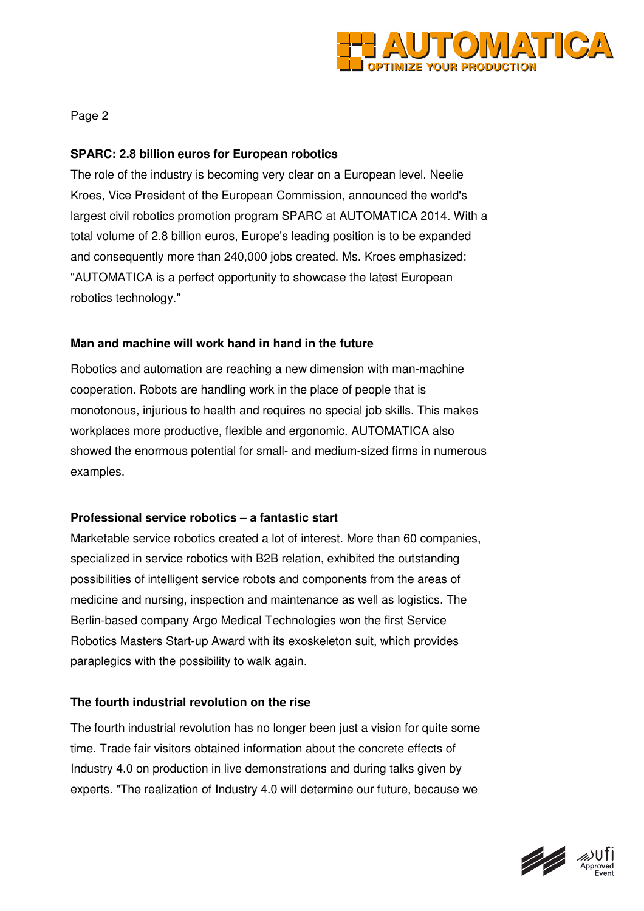**SPARC: 2.8 billion euros for European robotics**

The role of the industry is becoming very clear on a European level. Neelie Kroes, Vice President of the European Commission, announced the world's largest civil robotics promotion program SPARC at AUTOMATICA 2014. With a total volume of 2.8 billion euros, Europe's leading position is to be expanded and consequently more than 240,000 jobs created. Ms. Kroes emphasized: "AUTOMATICA is a perfect opportunity to showcase the latest European robotics technology."

**Man and machine will work hand in hand in the future**

Robotics and automation are reaching a new dimension with man-machine cooperation. Robots are handling work in the place of people that is monotonous, injurious to health and requires no special job skills. This makes workplaces more productive, flexible and ergonomic. AUTOMATICA also showed the enormous potential for small- and medium-sized firms in numerous examples.

**Professional service robotics – a fantastic start**

Marketable service robotics created a lot of interest. More than 60 companies, specialized in service robotics with B2B relation, exhibited the outstanding possibilities of intelligent service robots and components from the areas of medicine and nursing, inspection and maintenance as well as logistics. The Berlin-based company Argo Medical Technologies won the first Service Robotics Masters Start-up Award with its exoskeleton suit, which provides paraplegics with the possibility to walk again.

**The fourth industrial revolution on the rise**

The fourth industrial revolution has no longer been just a vision for quite some time. Trade fair visitors obtained information about the concrete effects of Industry 4.0 on production in live demonstrations and during talks given by experts. "The realization of Industry 4.0 will determine our future, because we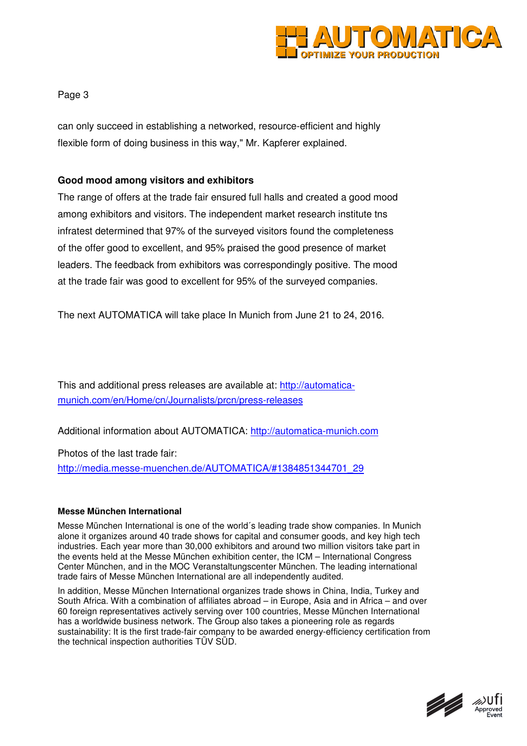can only succeed in establishing a networked, resource-efficient and highly flexible form of doing business in this way," Mr. Kapferer explained.

**Good mood among visitors and exhibitors**

The range of offers at the trade fair ensured full halls and created a good mood among exhibitors and visitors. The independent market research institute tns infratest determined that 97% of the surveyed visitors found the completeness of the offer good to excellent, and 95% praised the good presence of market leaders. The feedback from exhibitors was correspondingly positive. The mood at the trade fair was good to excellent for 95% of the surveyed companies.

The next AUTOMATICA will take place In Munich from June 21 to 24, 2016.

This and additional press releases are available at: http://automatica-munich.com/en/Home/cn/Journalists/prcn/press-releases

Additional information about AUTOMATICA: http://automatica-munich.com

Photos of the last trade fair:
http://media.messe-muenchen.de/AUTOMATICA/#1384851344701_29

**Messe München International**

Messe München International is one of the world´s leading trade show companies. In Munich alone it organizes around 40 trade shows for capital and consumer goods, and key high tech industries. Each year more than 30,000 exhibitors and around two million visitors take part in the events held at the Messe München exhibition center, the ICM – International Congress Center München, and in the MOC Veranstaltungscenter München. The leading international trade fairs of Messe München International are all independently audited.

In addition, Messe München International organizes trade shows in China, India, Turkey and South Africa. With a combination of affiliates abroad – in Europe, Asia and in Africa – and over 60 foreign representatives actively serving over 100 countries, Messe München International has a worldwide business network. The Group also takes a pioneering role as regards sustainability: It is the first trade-fair company to be awarded energy-efficiency certification from the technical inspection authorities TÜV SÜD.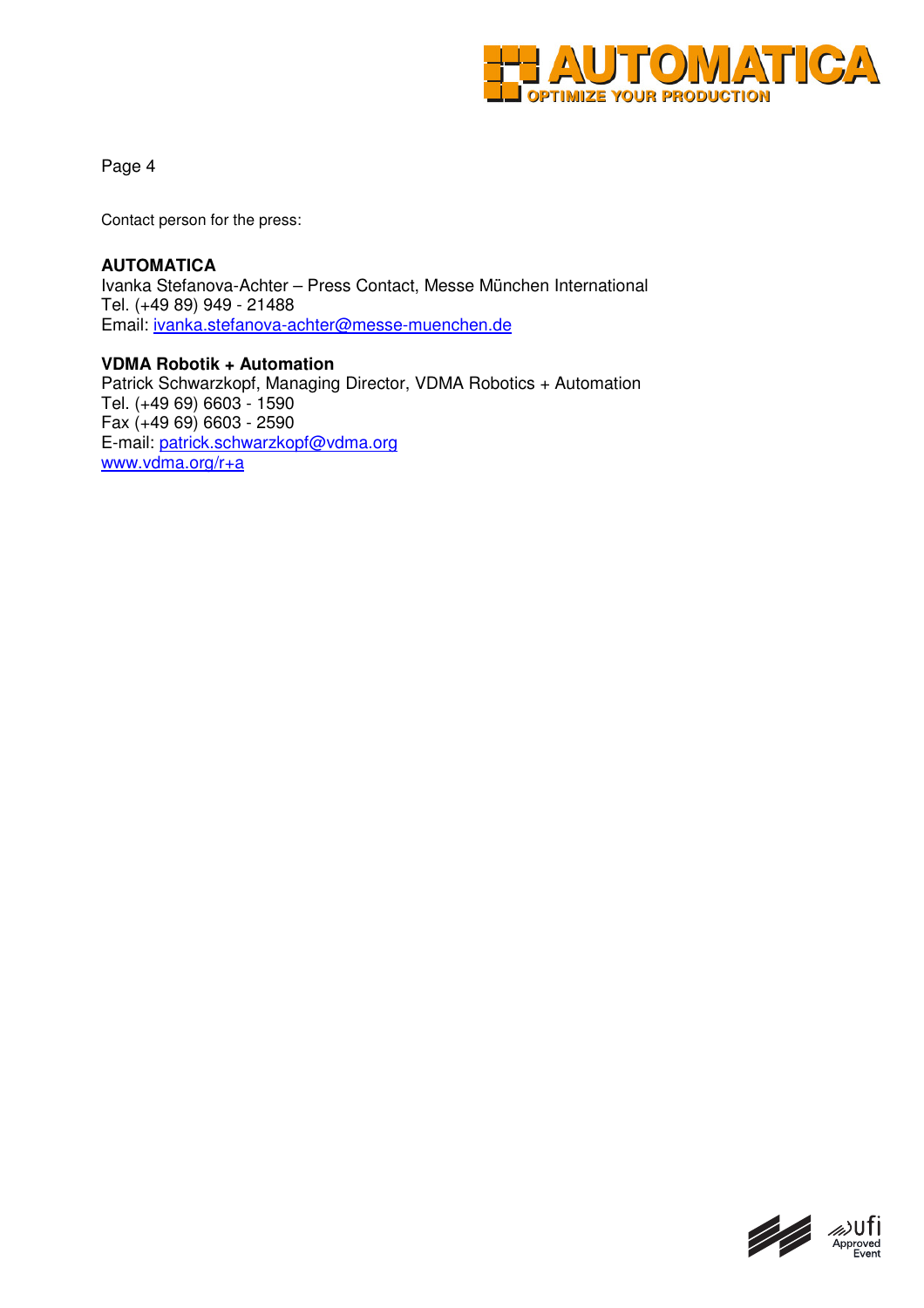Contact person for the press:

**AUTOMATICA**
Ivanka Stefanova-Achter – Press Contact, Messe München International
Tel. (+49 89) 949 - 21488
Email: ivanka.stefanova-achter@messe-muenchen.de

**VDMA Robotik + Automation**
Patrick Schwarzkopf, Managing Director, VDMA Robotics + Automation
Tel. (+49 69) 6603 - 1590
Fax (+49 69) 6603 - 2590
E-mail: patrick.schwarzkopf@vdma.org
www.vdma.org/r+a